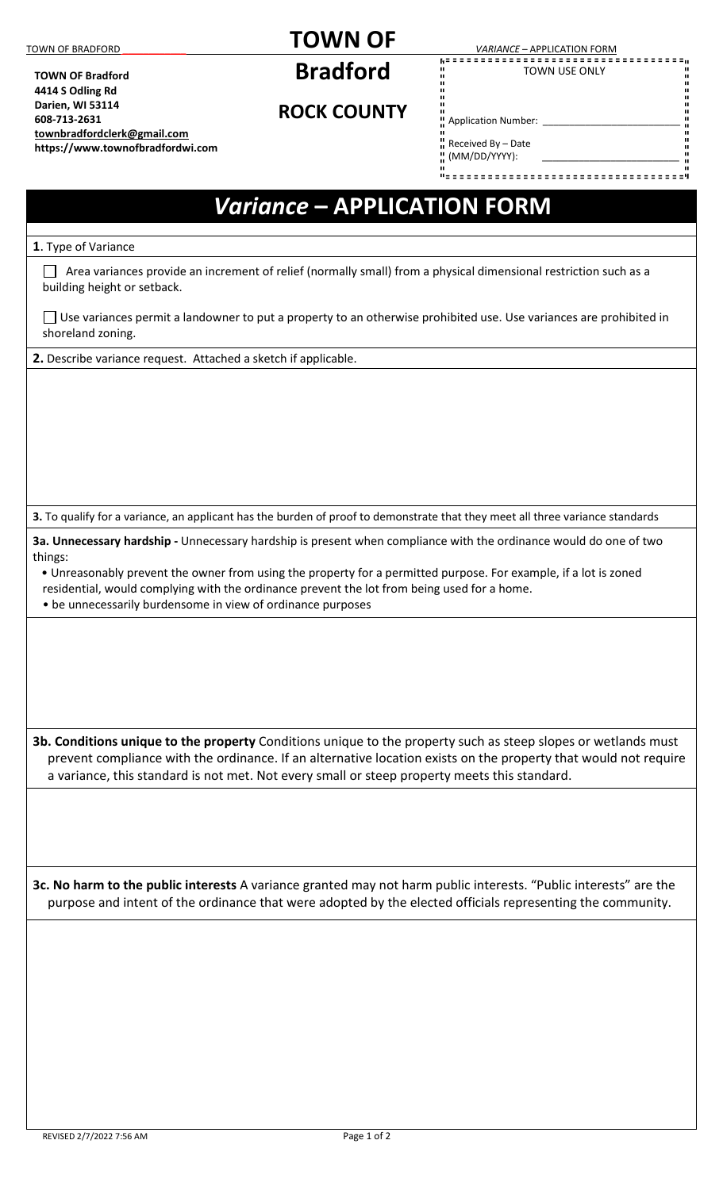**TOWN OF Bradford**
**4414 S Odling Rd**
**Darien, WI 53114**
**608-713-2631**
**townbradfordclerk@gmail.com**
**https://www.townofbradfordwi.com**

# TOWN OF Bradford

## ROCK COUNTY

| TOWN USE ONLY | |
|---|---|
| Application Number: | ______________________ |
| Received By – Date (MM/DD/YYYY): | ______________________ |

# *Variance* – APPLICATION FORM

**1**. Type of Variance

☐ Area variances provide an increment of relief (normally small) from a physical dimensional restriction such as a building height or setback.

☐ Use variances permit a landowner to put a property to an otherwise prohibited use. Use variances are prohibited in shoreland zoning.

**2.** Describe variance request. Attached a sketch if applicable.

**3.** To qualify for a variance, an applicant has the burden of proof to demonstrate that they meet all three variance standards

**3a. Unnecessary hardship -** Unnecessary hardship is present when compliance with the ordinance would do one of two things:

- Unreasonably prevent the owner from using the property for a permitted purpose. For example, if a lot is zoned residential, would complying with the ordinance prevent the lot from being used for a home.
- be unnecessarily burdensome in view of ordinance purposes

**3b. Conditions unique to the property** Conditions unique to the property such as steep slopes or wetlands must prevent compliance with the ordinance. If an alternative location exists on the property that would not require a variance, this standard is not met. Not every small or steep property meets this standard.

**3c. No harm to the public interests** A variance granted may not harm public interests. "Public interests" are the purpose and intent of the ordinance that were adopted by the elected officials representing the community.

REVISED 2/7/2022 7:56 AM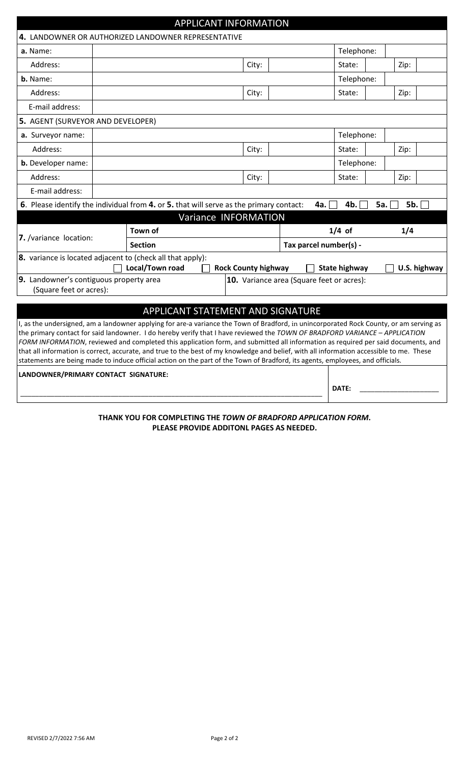## APPLICANT INFORMATION

**4.** LANDOWNER OR AUTHORIZED LANDOWNER REPRESENTATIVE

| | | | | | | | |
|---|---|---|---|---|---|---|---|
| **a.** Name: | | | | Telephone: | | | |
| Address: | | City: | | State: | | Zip: | |
| **b.** Name: | | | | Telephone: | | | |
| Address: | | City: | | State: | | Zip: | |
| E-mail address: | | | | | | | |

**5.** AGENT (SURVEYOR AND DEVELOPER)

| | | | | | | | |
|---|---|---|---|---|---|---|---|
| **a.** Surveyor name: | | | | Telephone: | | | |
| Address: | | City: | | State: | | Zip: | |
| **b.** Developer name: | | | | Telephone: | | | |
| Address: | | City: | | State: | | Zip: | |
| E-mail address: | | | | | | | |

**6**. Please identify the individual from **4.** or **5.** that will serve as the primary contact: **4a.** ☐ **4b.** ☐ **5a.** ☐ **5b.** ☐

## Variance INFORMATION

| | | | |
|---|---|---|---|
| **7.** /variance location: | **Town of** | **1/4 of** | **1/4** |
| | **Section** | **Tax parcel number(s) -** | |

**8.** variance is located adjacent to (check all that apply):

☐ **Local/Town road** ☐ **Rock County highway** ☐ **State highway** ☐ **U.S. highway**

| | |
|---|---|
| **9.** Landowner's contiguous property area (Square feet or acres): | **10.** Variance area (Square feet or acres): |

## APPLICANT STATEMENT AND SIGNATURE

I, as the undersigned, am a landowner applying for are-a variance the Town of Bradford, in unincorporated Rock County, or am serving as the primary contact for said landowner. I do hereby verify that I have reviewed the *TOWN OF BRADFORD VARIANCE – APPLICATION FORM INFORMATION*, reviewed and completed this application form, and submitted all information as required per said documents, and that all information is correct, accurate, and true to the best of my knowledge and belief, with all information accessible to me. These statements are being made to induce official action on the part of the Town of Bradford, its agents, employees, and officials.

**LANDOWNER/PRIMARY CONTACT SIGNATURE:**

_______________________________________________________________ **DATE:** ____________________

**THANK YOU FOR COMPLETING THE *TOWN OF BRADFORD APPLICATION FORM*.**
**PLEASE PROVIDE ADDITONL PAGES AS NEEDED.**

REVISED 2/7/2022 7:56 AM